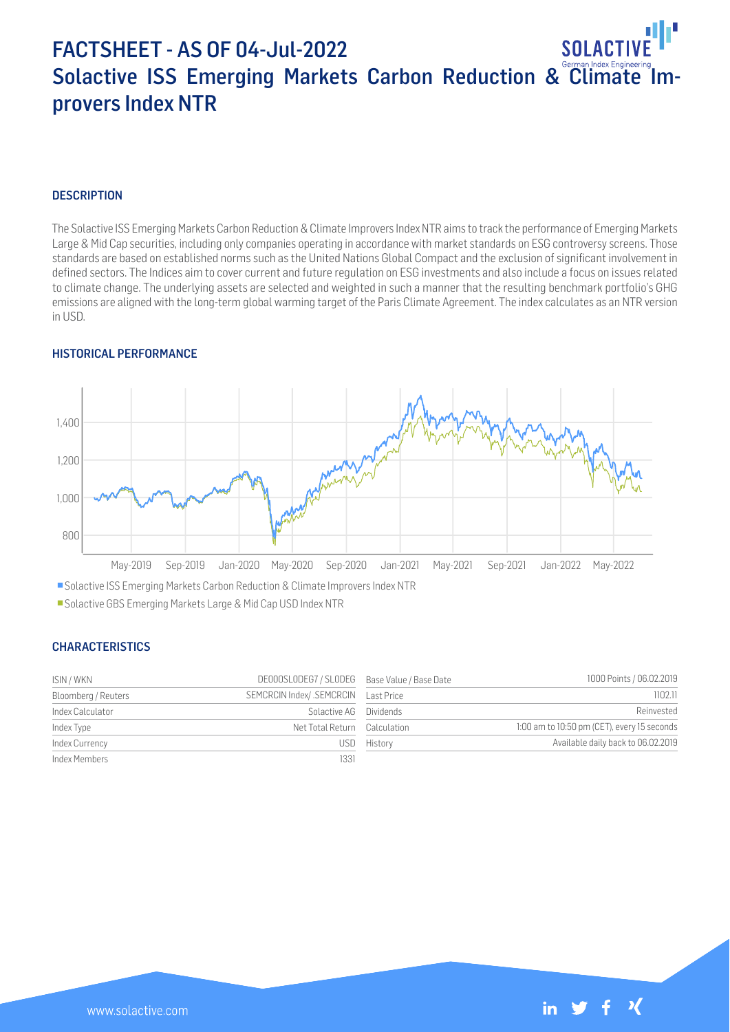# FACTSHEET - AS OF 04-Jul-2022
# Solactive ISS Emerging Markets Carbon Reduction & Climate Improvers Index NTR

## DESCRIPTION

The Solactive ISS Emerging Markets Carbon Reduction & Climate Improvers Index NTR aims to track the performance of Emerging Markets Large & Mid Cap securities, including only companies operating in accordance with market standards on ESG controversy screens. Those standards are based on established norms such as the United Nations Global Compact and the exclusion of significant involvement in defined sectors. The Indices aim to cover current and future regulation on ESG investments and also include a focus on issues related to climate change. The underlying assets are selected and weighted in such a manner that the resulting benchmark portfolio's GHG emissions are aligned with the long-term global warming target of the Paris Climate Agreement. The index calculates as an NTR version in USD.

## HISTORICAL PERFORMANCE

- Solactive ISS Emerging Markets Carbon Reduction & Climate Improvers Index NTR
- Solactive GBS Emerging Markets Large & Mid Cap USD Index NTR

## CHARACTERISTICS

| | | | |
|---|---|---|---|
| ISIN / WKN | DE000SL0DEG7 / SL0DEG | Base Value / Base Date | 1000 Points / 06.02.2019 |
| Bloomberg / Reuters | SEMCRCIN Index/ .SEMCRCIN | Last Price | 1102.11 |
| Index Calculator | Solactive AG | Dividends | Reinvested |
| Index Type | Net Total Return | Calculation | 1:00 am to 10:50 pm (CET), every 15 seconds |
| Index Currency | USD | History | Available daily back to 06.02.2019 |
| Index Members | 1331 | | |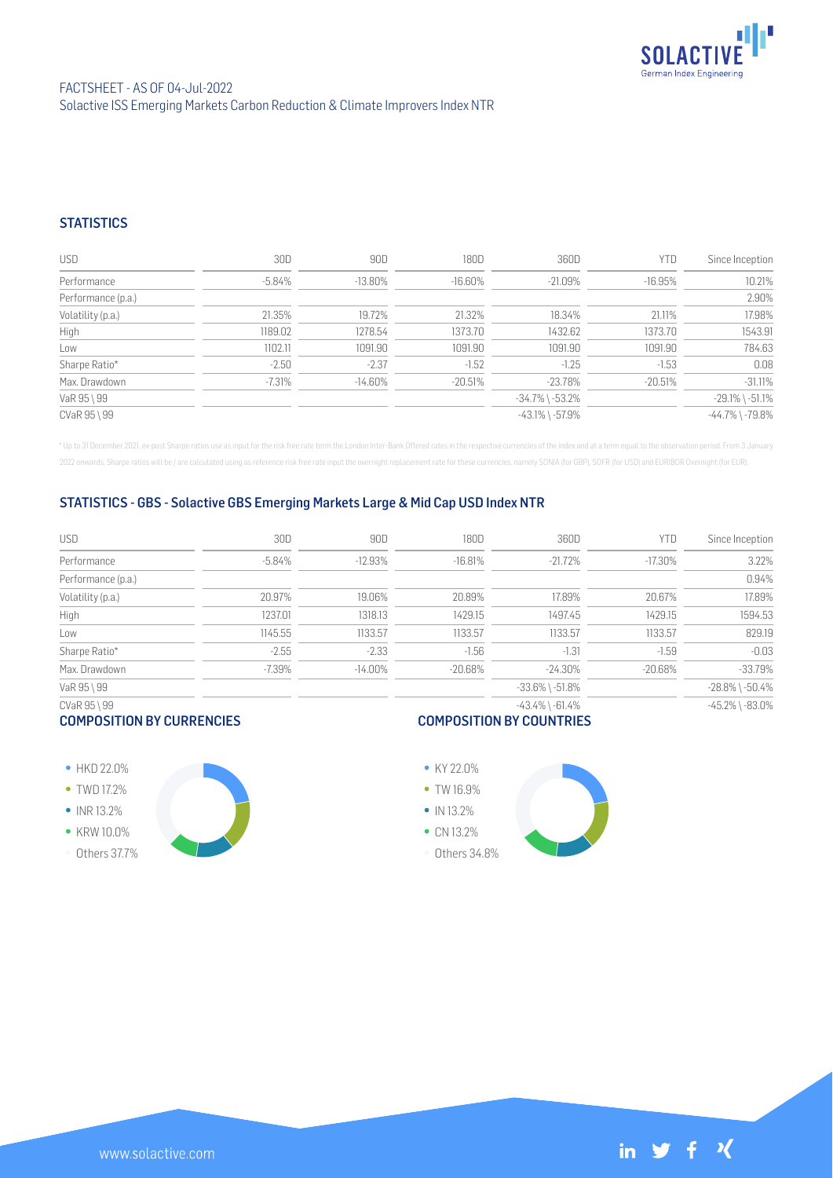FACTSHEET - AS OF 04-Jul-2022
Solactive ISS Emerging Markets Carbon Reduction & Climate Improvers Index NTR

## STATISTICS

| USD | 30D | 90D | 180D | 360D | YTD | Since Inception |
|---|---|---|---|---|---|---|
| Performance | -5.84% | -13.80% | -16.60% | -21.09% | -16.95% | 10.21% |
| Performance (p.a.) | | | | | | 2.90% |
| Volatility (p.a.) | 21.35% | 19.72% | 21.32% | 18.34% | 21.11% | 17.98% |
| High | 1189.02 | 1278.54 | 1373.70 | 1432.62 | 1373.70 | 1543.91 |
| Low | 1102.11 | 1091.90 | 1091.90 | 1091.90 | 1091.90 | 784.63 |
| Sharpe Ratio* | -2.50 | -2.37 | -1.52 | -1.25 | -1.53 | 0.08 |
| Max. Drawdown | -7.31% | -14.60% | -20.51% | -23.78% | -20.51% | -31.11% |
| VaR 95 \ 99 | | | | -34.7% \ -53.2% | | -29.1% \ -51.1% |
| CVaR 95 \ 99 | | | | -43.1% \ -57.9% | | -44.7% \ -79.8% |

* Up to 31 December 2021, ex-post Sharpe ratios use as input for the risk free rate term the London Inter-Bank Offered rates in the respective currencies of the index and at a term equal to the observation period. From 3 January 2022 onwards, Sharpe ratios will be / are calculated using as reference risk free rate input the overnight replacement rate for these currencies, namely SONIA (for GBP), SOFR (for USD) and EURIBOR Overnight (for EUR).

## STATISTICS - GBS - Solactive GBS Emerging Markets Large & Mid Cap USD Index NTR

| USD | 30D | 90D | 180D | 360D | YTD | Since Inception |
|---|---|---|---|---|---|---|
| Performance | -5.84% | -12.93% | -16.81% | -21.72% | -17.30% | 3.22% |
| Performance (p.a.) | | | | | | 0.94% |
| Volatility (p.a.) | 20.97% | 19.06% | 20.89% | 17.89% | 20.67% | 17.89% |
| High | 1237.01 | 1318.13 | 1429.15 | 1497.45 | 1429.15 | 1594.53 |
| Low | 1145.55 | 1133.57 | 1133.57 | 1133.57 | 1133.57 | 829.19 |
| Sharpe Ratio* | -2.55 | -2.33 | -1.56 | -1.31 | -1.59 | -0.03 |
| Max. Drawdown | -7.39% | -14.00% | -20.68% | -24.30% | -20.68% | -33.79% |
| VaR 95 \ 99 | | | | -33.6% \ -51.8% | | -28.8% \ -50.4% |
| CVaR 95 \ 99 | | | | -43.4% \ -61.4% | | -45.2% \ -83.0% |

## COMPOSITION BY CURRENCIES

- HKD 22.0%
- TWD 17.2%
- INR 13.2%
- KRW 10.0%
- Others 37.7%

## COMPOSITION BY COUNTRIES

- KY 22.0%
- TW 16.9%
- IN 13.2%
- CN 13.2%
- Others 34.8%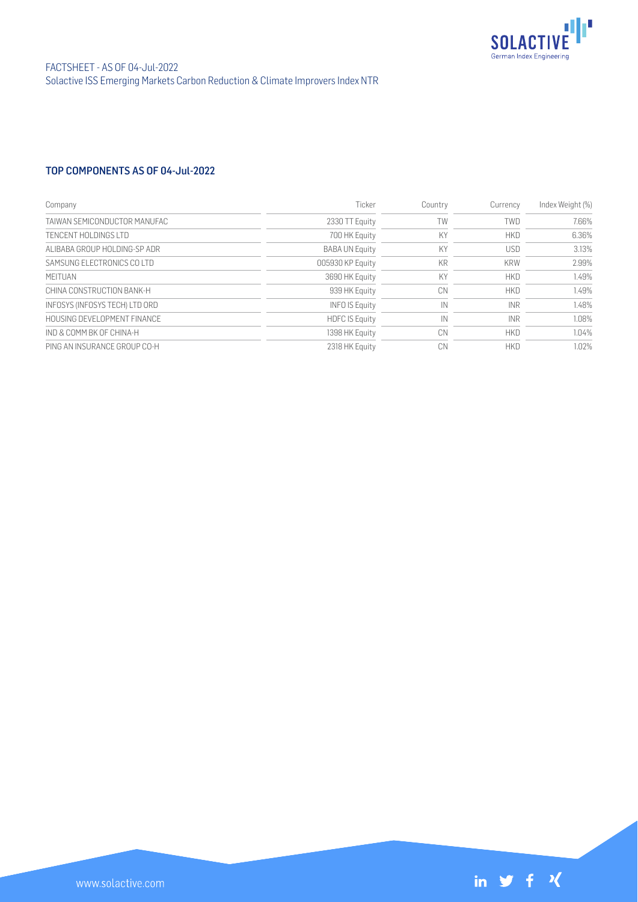## TOP COMPONENTS AS OF 04-Jul-2022

| Company | Ticker | Country | Currency | Index Weight (%) |
|---|---|---|---|---|
| TAIWAN SEMICONDUCTOR MANUFAC | 2330 TT Equity | TW | TWD | 7.66% |
| TENCENT HOLDINGS LTD | 700 HK Equity | KY | HKD | 6.36% |
| ALIBABA GROUP HOLDING-SP ADR | BABA UN Equity | KY | USD | 3.13% |
| SAMSUNG ELECTRONICS CO LTD | 005930 KP Equity | KR | KRW | 2.99% |
| MEITUAN | 3690 HK Equity | KY | HKD | 1.49% |
| CHINA CONSTRUCTION BANK-H | 939 HK Equity | CN | HKD | 1.49% |
| INFOSYS (INFOSYS TECH) LTD ORD | INFO IS Equity | IN | INR | 1.48% |
| HOUSING DEVELOPMENT FINANCE | HDFC IS Equity | IN | INR | 1.08% |
| IND & COMM BK OF CHINA-H | 1398 HK Equity | CN | HKD | 1.04% |
| PING AN INSURANCE GROUP CO-H | 2318 HK Equity | CN | HKD | 1.02% |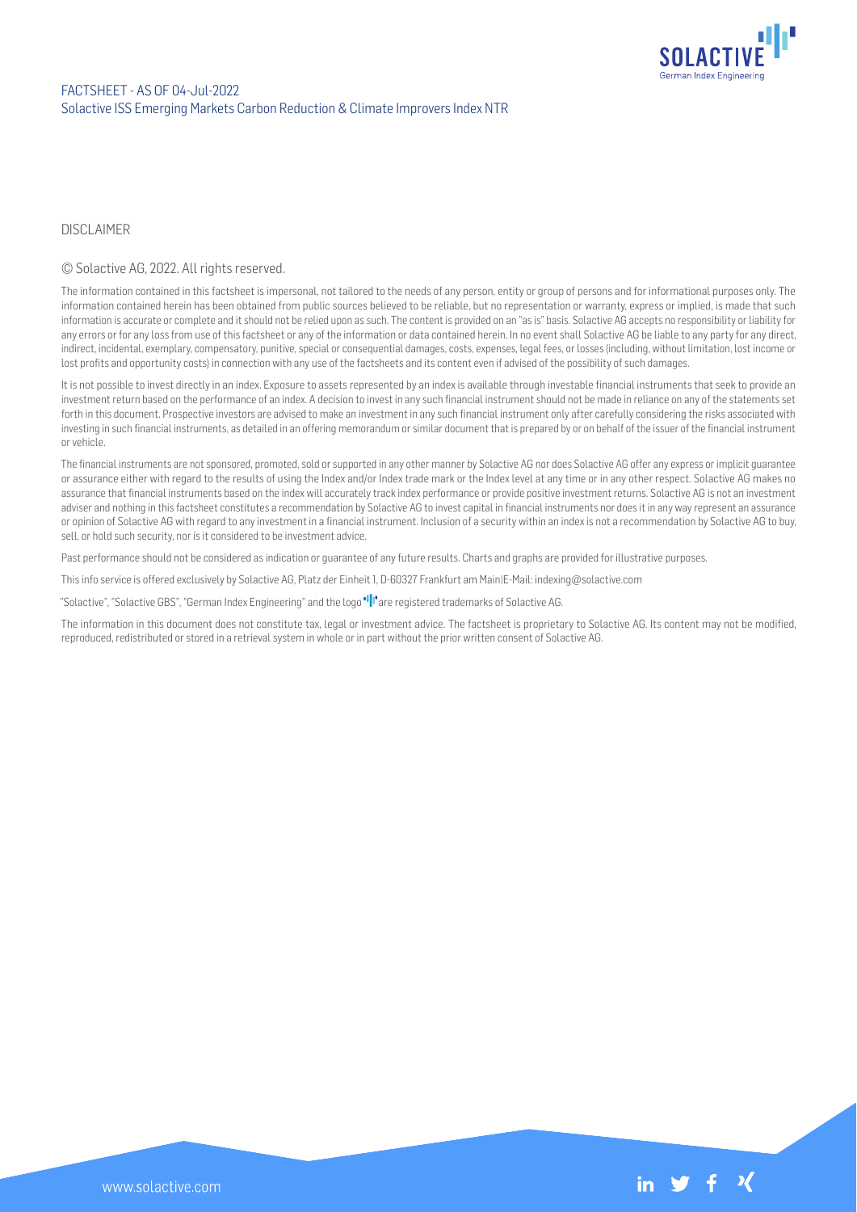## DISCLAIMER

© Solactive AG, 2022. All rights reserved.

The information contained in this factsheet is impersonal, not tailored to the needs of any person, entity or group of persons and for informational purposes only. The information contained herein has been obtained from public sources believed to be reliable, but no representation or warranty, express or implied, is made that such information is accurate or complete and it should not be relied upon as such. The content is provided on an "as is" basis. Solactive AG accepts no responsibility or liability for any errors or for any loss from use of this factsheet or any of the information or data contained herein. In no event shall Solactive AG be liable to any party for any direct, indirect, incidental, exemplary, compensatory, punitive, special or consequential damages, costs, expenses, legal fees, or losses (including, without limitation, lost income or lost profits and opportunity costs) in connection with any use of the factsheets and its content even if advised of the possibility of such damages.

It is not possible to invest directly in an index. Exposure to assets represented by an index is available through investable financial instruments that seek to provide an investment return based on the performance of an index. A decision to invest in any such financial instrument should not be made in reliance on any of the statements set forth in this document. Prospective investors are advised to make an investment in any such financial instrument only after carefully considering the risks associated with investing in such financial instruments, as detailed in an offering memorandum or similar document that is prepared by or on behalf of the issuer of the financial instrument or vehicle.

The financial instruments are not sponsored, promoted, sold or supported in any other manner by Solactive AG nor does Solactive AG offer any express or implicit guarantee or assurance either with regard to the results of using the Index and/or Index trade mark or the Index level at any time or in any other respect. Solactive AG makes no assurance that financial instruments based on the index will accurately track index performance or provide positive investment returns. Solactive AG is not an investment adviser and nothing in this factsheet constitutes a recommendation by Solactive AG to invest capital in financial instruments nor does it in any way represent an assurance or opinion of Solactive AG with regard to any investment in a financial instrument. Inclusion of a security within an index is not a recommendation by Solactive AG to buy, sell, or hold such security, nor is it considered to be investment advice.

Past performance should not be considered as indication or guarantee of any future results. Charts and graphs are provided for illustrative purposes.

This info service is offered exclusively by Solactive AG, Platz der Einheit 1, D-60327 Frankfurt am Main|E-Mail: indexing@solactive.com

"Solactive", "Solactive GBS", "German Index Engineering" and the logo are registered trademarks of Solactive AG.

The information in this document does not constitute tax, legal or investment advice. The factsheet is proprietary to Solactive AG. Its content may not be modified, reproduced, redistributed or stored in a retrieval system in whole or in part without the prior written consent of Solactive AG.